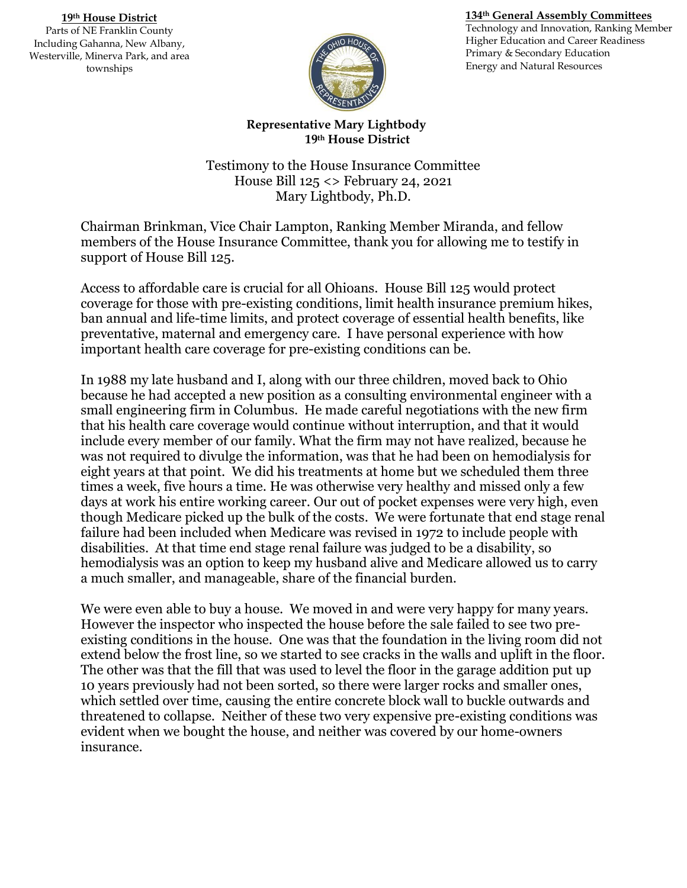**19th House District**
Parts of NE Franklin County
Including Gahanna, New Albany,
Westerville, Minerva Park, and area
townships

**134th General Assembly Committees**
Technology and Innovation, Ranking Member
Higher Education and Career Readiness
Primary & Secondary Education
Energy and Natural Resources

**Representative Mary Lightbody**
**19th House District**

Testimony to the House Insurance Committee
House Bill 125 <> February 24, 2021
Mary Lightbody, Ph.D.

Chairman Brinkman, Vice Chair Lampton, Ranking Member Miranda, and fellow members of the House Insurance Committee, thank you for allowing me to testify in support of House Bill 125.

Access to affordable care is crucial for all Ohioans. House Bill 125 would protect coverage for those with pre-existing conditions, limit health insurance premium hikes, ban annual and life-time limits, and protect coverage of essential health benefits, like preventative, maternal and emergency care. I have personal experience with how important health care coverage for pre-existing conditions can be.

In 1988 my late husband and I, along with our three children, moved back to Ohio because he had accepted a new position as a consulting environmental engineer with a small engineering firm in Columbus. He made careful negotiations with the new firm that his health care coverage would continue without interruption, and that it would include every member of our family. What the firm may not have realized, because he was not required to divulge the information, was that he had been on hemodialysis for eight years at that point. We did his treatments at home but we scheduled them three times a week, five hours a time. He was otherwise very healthy and missed only a few days at work his entire working career. Our out of pocket expenses were very high, even though Medicare picked up the bulk of the costs. We were fortunate that end stage renal failure had been included when Medicare was revised in 1972 to include people with disabilities. At that time end stage renal failure was judged to be a disability, so hemodialysis was an option to keep my husband alive and Medicare allowed us to carry a much smaller, and manageable, share of the financial burden.

We were even able to buy a house. We moved in and were very happy for many years. However the inspector who inspected the house before the sale failed to see two pre-existing conditions in the house. One was that the foundation in the living room did not extend below the frost line, so we started to see cracks in the walls and uplift in the floor. The other was that the fill that was used to level the floor in the garage addition put up 10 years previously had not been sorted, so there were larger rocks and smaller ones, which settled over time, causing the entire concrete block wall to buckle outwards and threatened to collapse. Neither of these two very expensive pre-existing conditions was evident when we bought the house, and neither was covered by our home-owners insurance.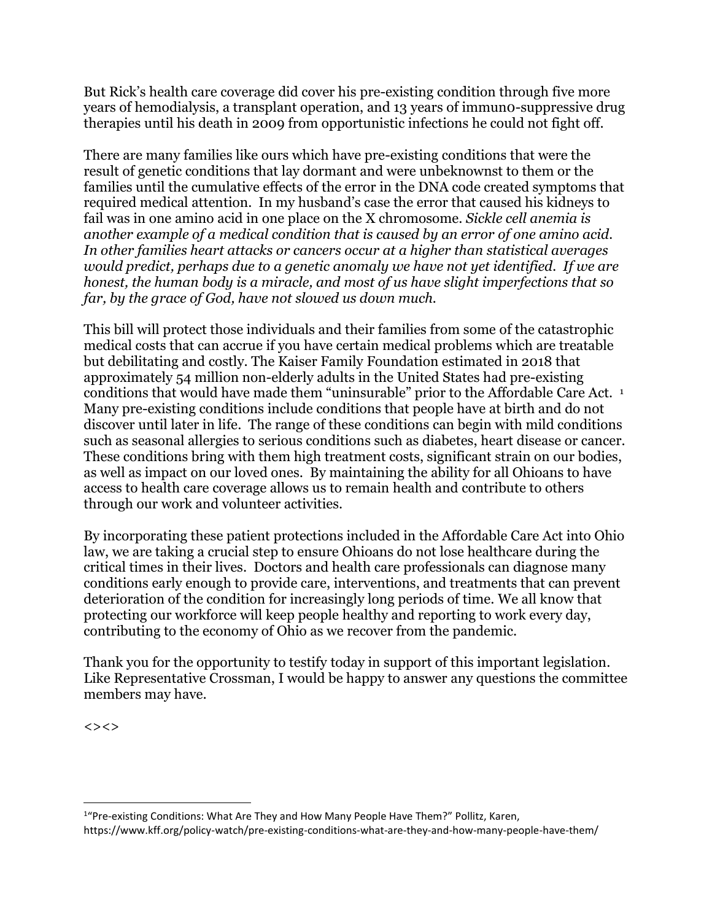But Rick's health care coverage did cover his pre-existing condition through five more years of hemodialysis, a transplant operation, and 13 years of immun0-suppressive drug therapies until his death in 2009 from opportunistic infections he could not fight off.

There are many families like ours which have pre-existing conditions that were the result of genetic conditions that lay dormant and were unbeknownst to them or the families until the cumulative effects of the error in the DNA code created symptoms that required medical attention. In my husband's case the error that caused his kidneys to fail was in one amino acid in one place on the X chromosome. *Sickle cell anemia is another example of a medical condition that is caused by an error of one amino acid. In other families heart attacks or cancers occur at a higher than statistical averages would predict, perhaps due to a genetic anomaly we have not yet identified. If we are honest, the human body is a miracle, and most of us have slight imperfections that so far, by the grace of God, have not slowed us down much.*

This bill will protect those individuals and their families from some of the catastrophic medical costs that can accrue if you have certain medical problems which are treatable but debilitating and costly. The Kaiser Family Foundation estimated in 2018 that approximately 54 million non-elderly adults in the United States had pre-existing conditions that would have made them "uninsurable" prior to the Affordable Care Act. [1] Many pre-existing conditions include conditions that people have at birth and do not discover until later in life. The range of these conditions can begin with mild conditions such as seasonal allergies to serious conditions such as diabetes, heart disease or cancer. These conditions bring with them high treatment costs, significant strain on our bodies, as well as impact on our loved ones. By maintaining the ability for all Ohioans to have access to health care coverage allows us to remain health and contribute to others through our work and volunteer activities.

By incorporating these patient protections included in the Affordable Care Act into Ohio law, we are taking a crucial step to ensure Ohioans do not lose healthcare during the critical times in their lives. Doctors and health care professionals can diagnose many conditions early enough to provide care, interventions, and treatments that can prevent deterioration of the condition for increasingly long periods of time. We all know that protecting our workforce will keep people healthy and reporting to work every day, contributing to the economy of Ohio as we recover from the pandemic.

Thank you for the opportunity to testify today in support of this important legislation. Like Representative Crossman, I would be happy to answer any questions the committee members may have.

<><>

---

[1]"Pre-existing Conditions: What Are They and How Many People Have Them?" Pollitz, Karen, https://www.kff.org/policy-watch/pre-existing-conditions-what-are-they-and-how-many-people-have-them/